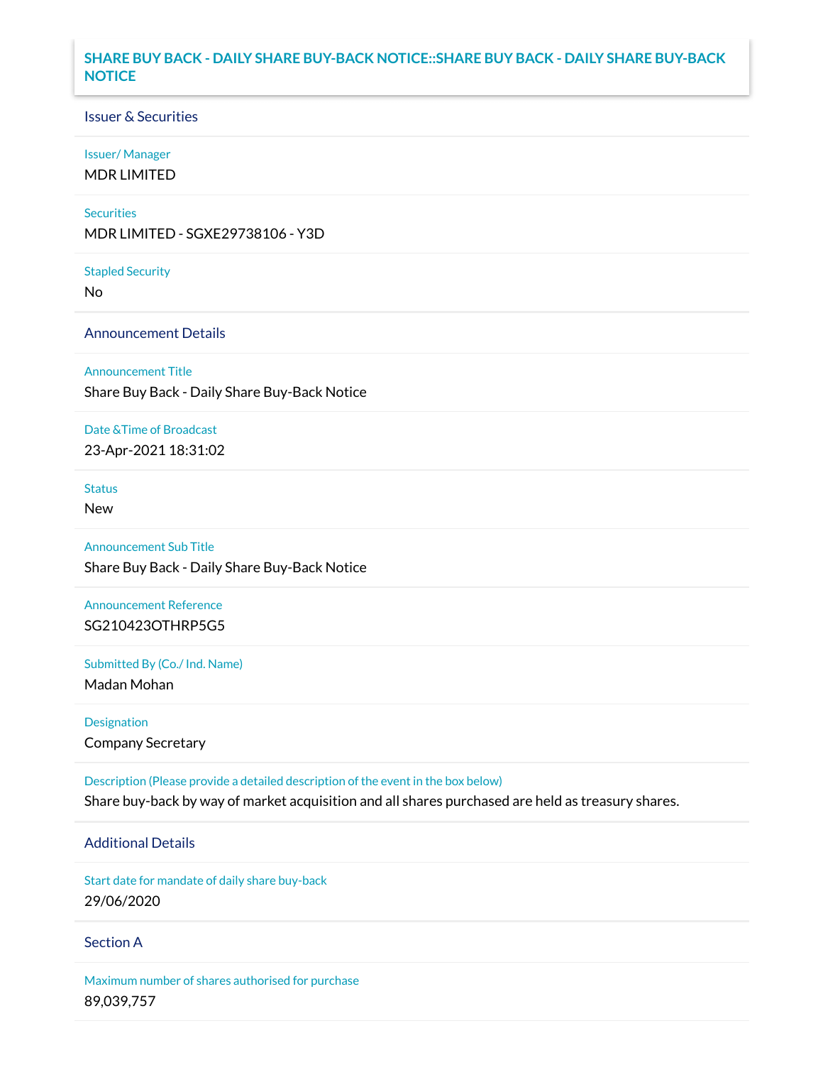# SHARE BUY BACK - DAILY SHARE BUY-BACK NOTICE::SHARE BUY BACK - DAILY SHARE BUY-BACK NOTICE

## Issuer & Securities

**Issuer/ Manager**

MDR LIMITED

**Securities**

MDR LIMITED - SGXE29738106 - Y3D

**Stapled Security**

No

## Announcement Details

**Announcement Title**

Share Buy Back - Daily Share Buy-Back Notice

**Date &Time of Broadcast**

23-Apr-2021 18:31:02

**Status**

New

**Announcement Sub Title**

Share Buy Back - Daily Share Buy-Back Notice

**Announcement Reference**

SG210423OTHRP5G5

**Submitted By (Co./ Ind. Name)**

Madan Mohan

**Designation**

Company Secretary

**Description (Please provide a detailed description of the event in the box below)**

Share buy-back by way of market acquisition and all shares purchased are held as treasury shares.

## Additional Details

**Start date for mandate of daily share buy-back**

29/06/2020

## Section A

**Maximum number of shares authorised for purchase**

89,039,757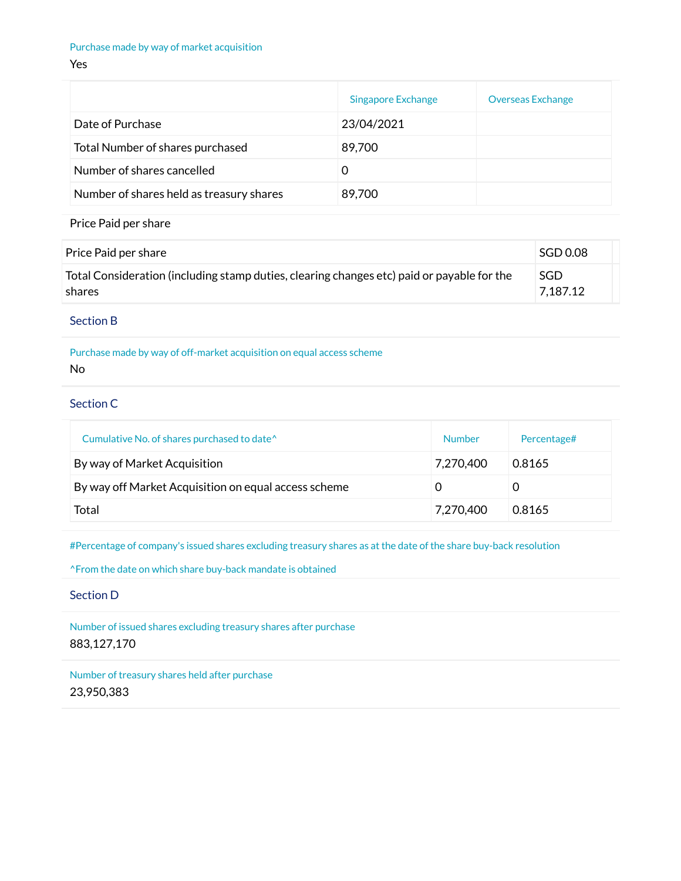Purchase made by way of market acquisition

Yes

| | Singapore Exchange | Overseas Exchange |
|---|---|---|
| Date of Purchase | 23/04/2021 | |
| Total Number of shares purchased | 89,700 | |
| Number of shares cancelled | 0 | |
| Number of shares held as treasury shares | 89,700 | |

Price Paid per share

| | |
|---|---|
| Price Paid per share | SGD 0.08 |
| Total Consideration (including stamp duties, clearing changes etc) paid or payable for the shares | SGD 7,187.12 |

## Section B

Purchase made by way of off-market acquisition on equal access scheme

No

## Section C

| Cumulative No. of shares purchased to date^ | Number | Percentage# |
|---|---|---|
| By way of Market Acquisition | 7,270,400 | 0.8165 |
| By way off Market Acquisition on equal access scheme | 0 | 0 |
| Total | 7,270,400 | 0.8165 |

#Percentage of company's issued shares excluding treasury shares as at the date of the share buy-back resolution

^From the date on which share buy-back mandate is obtained

## Section D

Number of issued shares excluding treasury shares after purchase

883,127,170

Number of treasury shares held after purchase

23,950,383